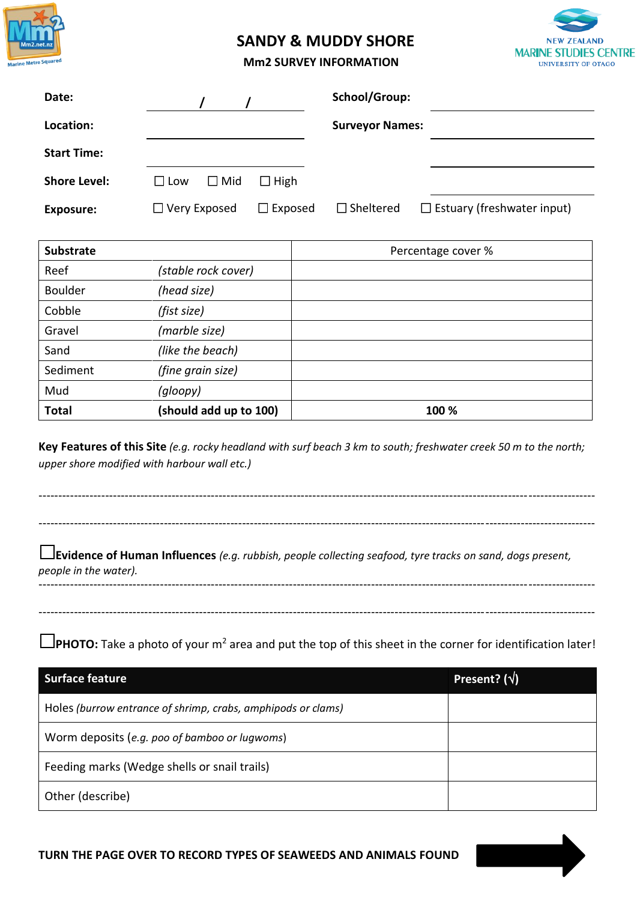# SANDY & MUDDY SHORE

## Mm2 SURVEY INFORMATION

**Date:** ______ / ______ / ______

**School/Group:** ____________________

**Location:** ____________________

**Surveyor Names:** ____________________

**Start Time:** ____________________

**Shore Level:** ☐ Low ☐ Mid ☐ High

**Exposure:** ☐ Very Exposed ☐ Exposed ☐ Sheltered ☐ Estuary (freshwater input)

| **Substrate** | | Percentage cover % |
|---|---|---|
| Reef | *(stable rock cover)* | |
| Boulder | *(head size)* | |
| Cobble | *(fist size)* | |
| Gravel | *(marble size)* | |
| Sand | *(like the beach)* | |
| Sediment | *(fine grain size)* | |
| Mud | *(gloopy)* | |
| **Total** | **(should add up to 100)** | **100 %** |

**Key Features of this Site** *(e.g. rocky headland with surf beach 3 km to south; freshwater creek 50 m to the north; upper shore modified with harbour wall etc.)*

--------------------------------------------------------------------------------

--------------------------------------------------------------------------------

☐ **Evidence of Human Influences** *(e.g. rubbish, people collecting seafood, tyre tracks on sand, dogs present, people in the water).*

--------------------------------------------------------------------------------

--------------------------------------------------------------------------------

☐ **PHOTO:** Take a photo of your m² area and put the top of this sheet in the corner for identification later!

| **Surface feature** | **Present? (√)** |
|---|---|
| Holes *(burrow entrance of shrimp, crabs, amphipods or clams)* | |
| Worm deposits (*e.g. poo of bamboo or lugwoms*) | |
| Feeding marks (Wedge shells or snail trails) | |
| Other (describe) | |

**TURN THE PAGE OVER TO RECORD TYPES OF SEAWEEDS AND ANIMALS FOUND**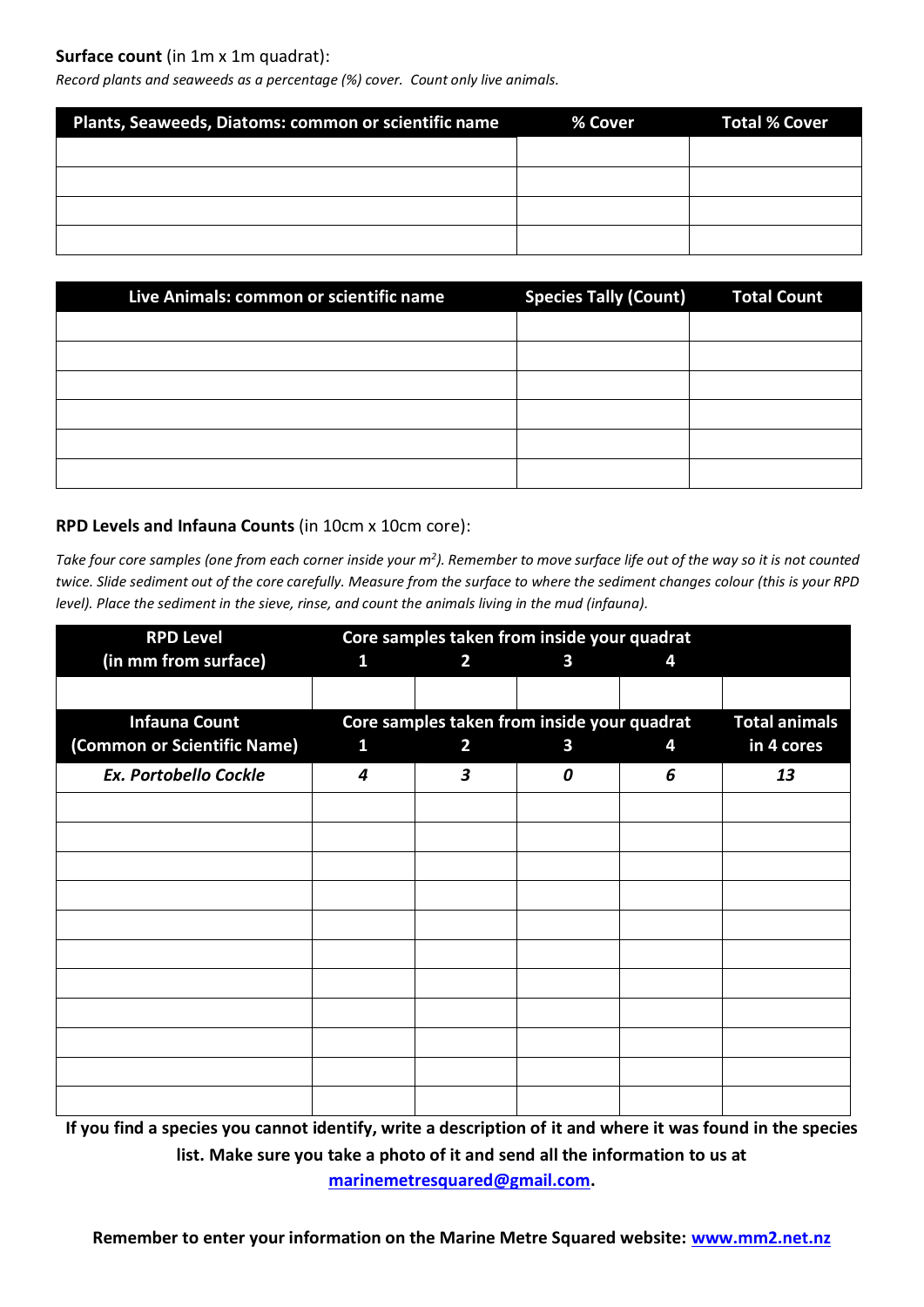**Surface count** (in 1m x 1m quadrat):

*Record plants and seaweeds as a percentage (%) cover. Count only live animals.*

| Plants, Seaweeds, Diatoms: common or scientific name | % Cover | Total % Cover |
|---|---|---|
| | | |
| | | |
| | | |
| | | |

| Live Animals: common or scientific name | Species Tally (Count) | Total Count |
|---|---|---|
| | | |
| | | |
| | | |
| | | |
| | | |
| | | |

**RPD Levels and Infauna Counts** (in 10cm x 10cm core):

*Take four core samples (one from each corner inside your m$^2$). Remember to move surface life out of the way so it is not counted twice. Slide sediment out of the core carefully. Measure from the surface to where the sediment changes colour (this is your RPD level). Place the sediment in the sieve, rinse, and count the animals living in the mud (infauna).*

| RPD Level (in mm from surface) | Core samples taken from inside your quadrat 1 | 2 | 3 | 4 | |
|---|---|---|---|---|---|
| | | | | | |
| **Infauna Count (Common or Scientific Name)** | **Core samples taken from inside your quadrat 1** | **2** | **3** | **4** | **Total animals in 4 cores** |
| ***Ex. Portobello Cockle*** | ***4*** | ***3*** | ***0*** | ***6*** | ***13*** |
| | | | | | |
| | | | | | |
| | | | | | |
| | | | | | |
| | | | | | |
| | | | | | |
| | | | | | |
| | | | | | |
| | | | | | |
| | | | | | |
| | | | | | |

**If you find a species you cannot identify, write a description of it and where it was found in the species list. Make sure you take a photo of it and send all the information to us at marinemetresquared@gmail.com.**

**Remember to enter your information on the Marine Metre Squared website: www.mm2.net.nz**